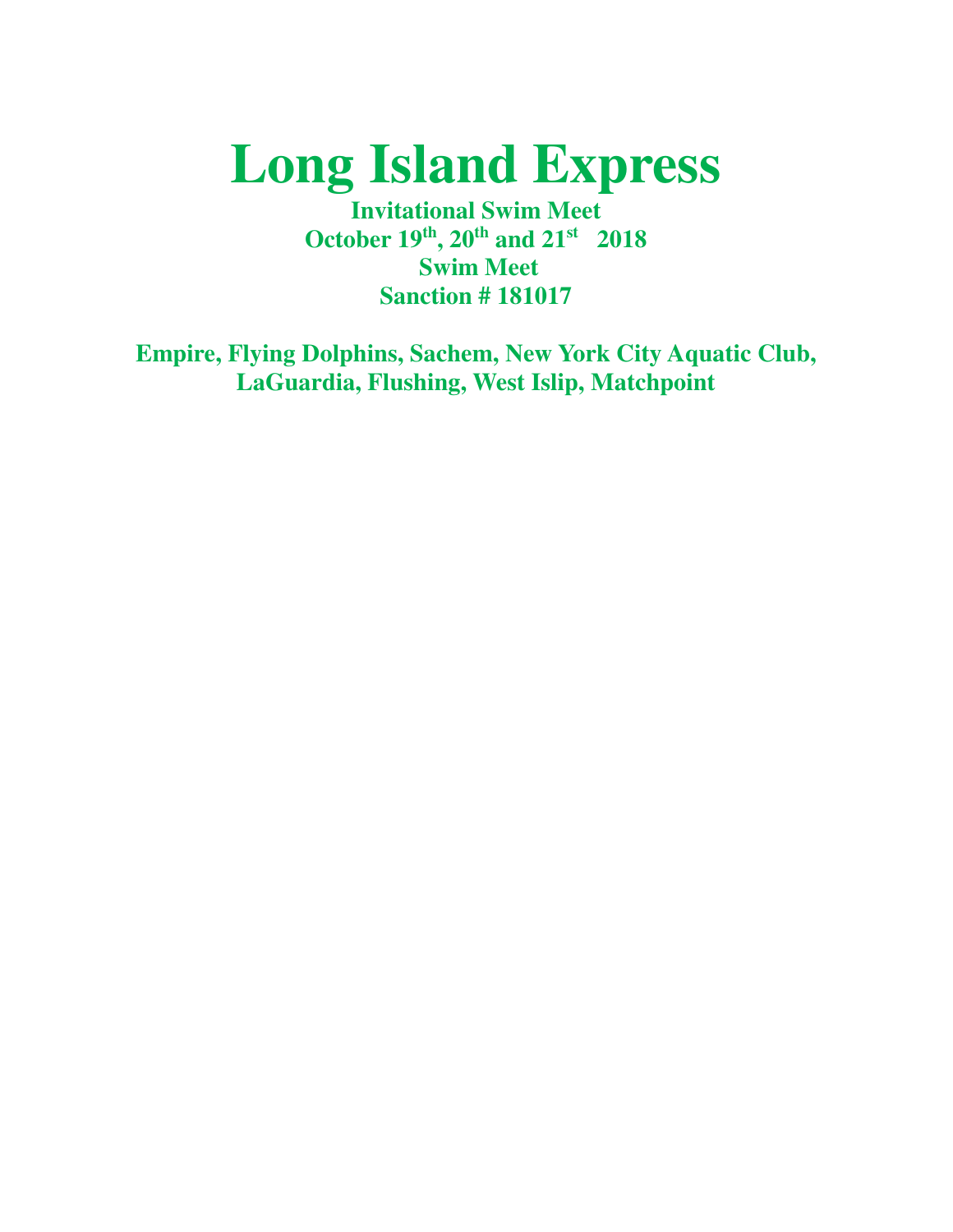# Long Island Express

**Invitational Swim Meet**

**October 19th, 20th and 21st 2018**

**Swim Meet**

**Sanction # 181017**

**Empire, Flying Dolphins, Sachem, New York City Aquatic Club, LaGuardia, Flushing, West Islip, Matchpoint**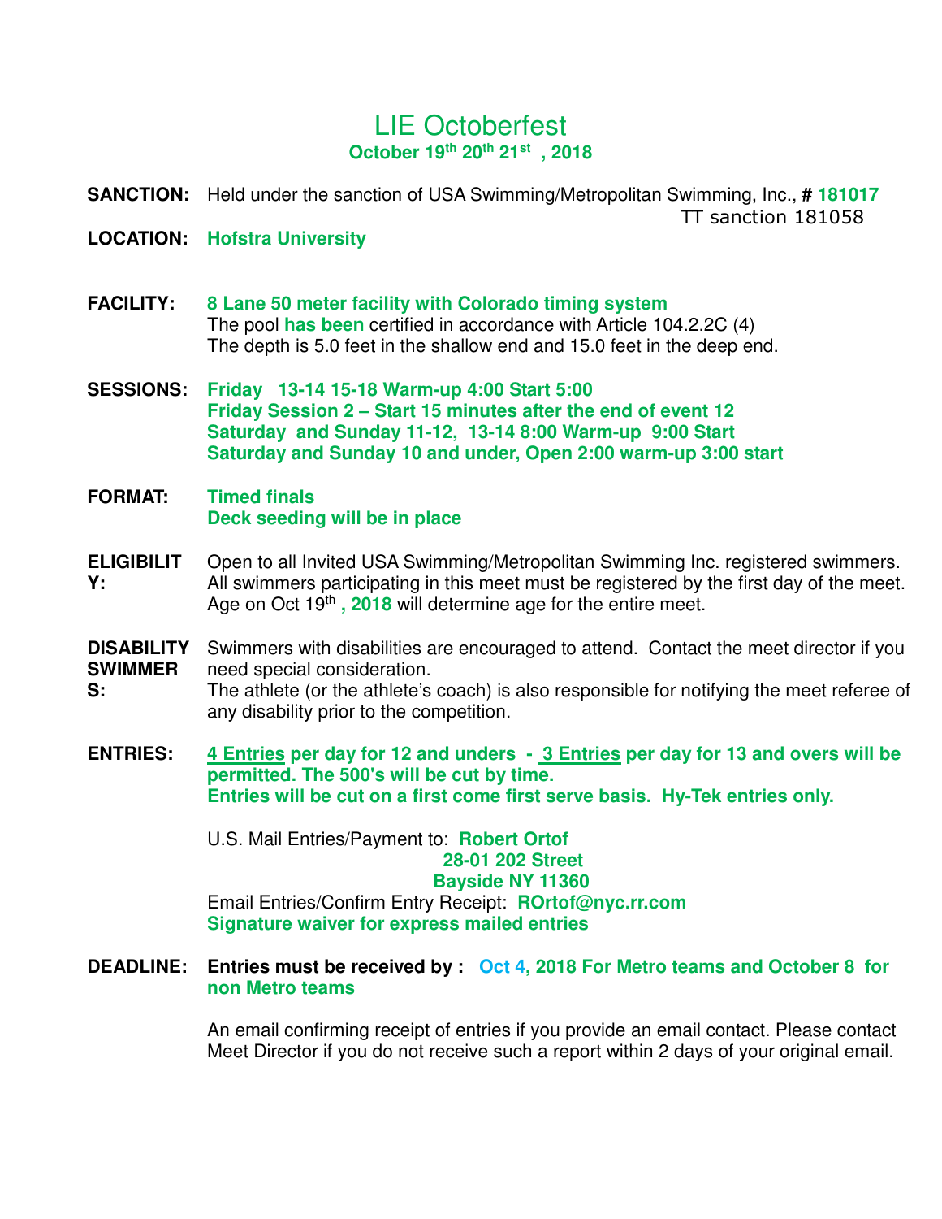# LIE Octoberfest

**October 19th 20th 21st , 2018**

**SANCTION:** Held under the sanction of USA Swimming/Metropolitan Swimming, Inc., **# 181017**
TT sanction 181058

**LOCATION:** **Hofstra University**

**FACILITY:** **8 Lane 50 meter facility with Colorado timing system**
The pool **has been** certified in accordance with Article 104.2.2C (4)
The depth is 5.0 feet in the shallow end and 15.0 feet in the deep end.

**SESSIONS:** **Friday 13-14 15-18 Warm-up 4:00 Start 5:00**
**Friday Session 2 – Start 15 minutes after the end of event 12**
**Saturday and Sunday 11-12, 13-14 8:00 Warm-up 9:00 Start**
**Saturday and Sunday 10 and under, Open 2:00 warm-up 3:00 start**

**FORMAT:** **Timed finals**
**Deck seeding will be in place**

**ELIGIBILITY:** Open to all Invited USA Swimming/Metropolitan Swimming Inc. registered swimmers. All swimmers participating in this meet must be registered by the first day of the meet. Age on Oct 19th **, 2018** will determine age for the entire meet.

**DISABILITY SWIMMERS:** Swimmers with disabilities are encouraged to attend. Contact the meet director if you need special consideration.
The athlete (or the athlete's coach) is also responsible for notifying the meet referee of any disability prior to the competition.

**ENTRIES:** **4 Entries per day for 12 and unders - 3 Entries per day for 13 and overs will be permitted. The 500's will be cut by time.**
**Entries will be cut on a first come first serve basis. Hy-Tek entries only.**

U.S. Mail Entries/Payment to: **Robert Ortof**
**28-01 202 Street**
**Bayside NY 11360**
Email Entries/Confirm Entry Receipt: **ROrtof@nyc.rr.com**
**Signature waiver for express mailed entries**

**DEADLINE:** **Entries must be received by : Oct 4, 2018 For Metro teams and October 8 for non Metro teams**

An email confirming receipt of entries if you provide an email contact. Please contact Meet Director if you do not receive such a report within 2 days of your original email.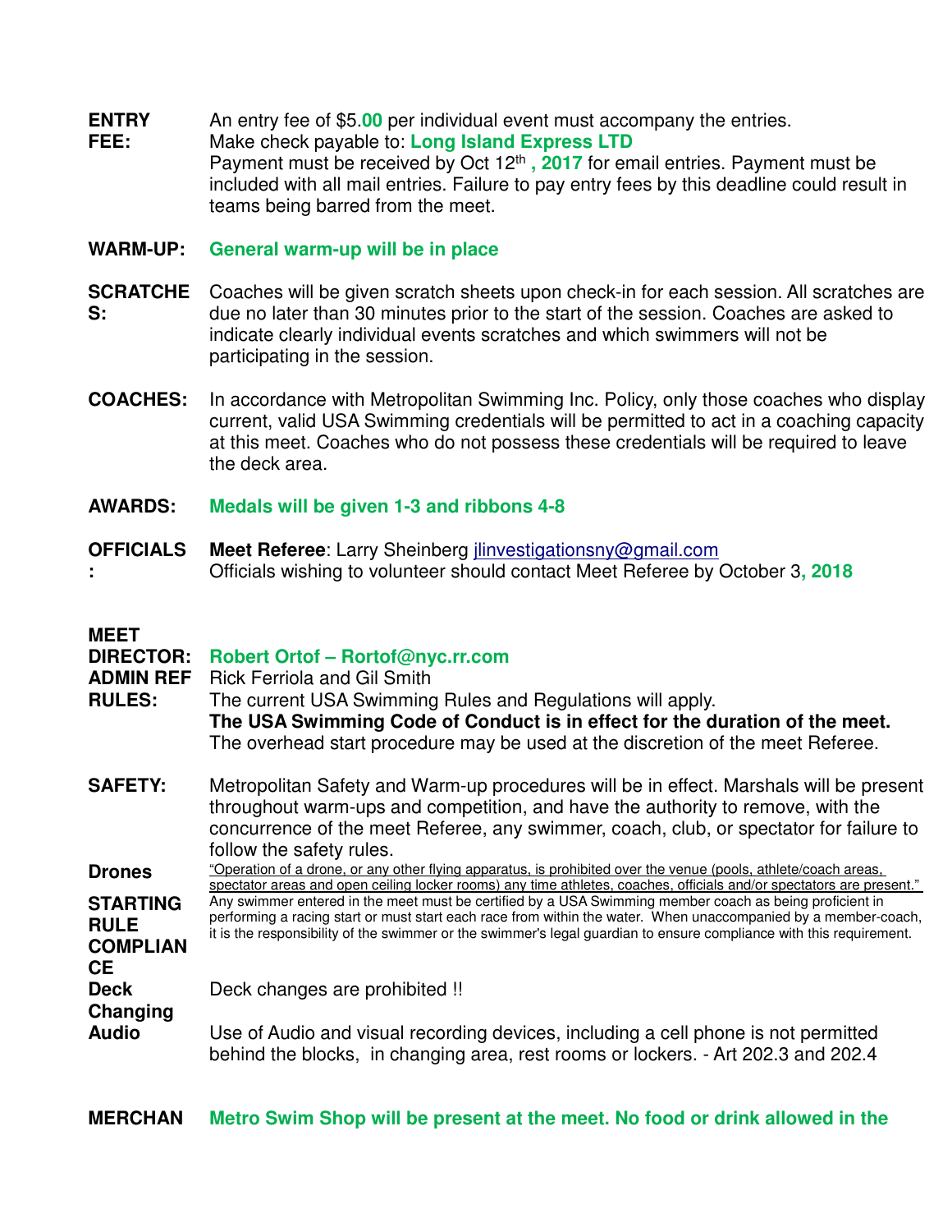**ENTRY FEE:** An entry fee of $5.**00** per individual event must accompany the entries.
Make check payable to: **Long Island Express LTD**
Payment must be received by Oct 12th **, 2017** for email entries. Payment must be included with all mail entries. Failure to pay entry fees by this deadline could result in teams being barred from the meet.

**WARM-UP:** **General warm-up will be in place**

**SCRATCHES:** Coaches will be given scratch sheets upon check-in for each session. All scratches are due no later than 30 minutes prior to the start of the session. Coaches are asked to indicate clearly individual events scratches and which swimmers will not be participating in the session.

**COACHES:** In accordance with Metropolitan Swimming Inc. Policy, only those coaches who display current, valid USA Swimming credentials will be permitted to act in a coaching capacity at this meet. Coaches who do not possess these credentials will be required to leave the deck area.

**AWARDS:** **Medals will be given 1-3 and ribbons 4-8**

**OFFICIALS:** **Meet Referee**: Larry Sheinberg jlinvestigationsny@gmail.com
Officials wishing to volunteer should contact Meet Referee by October 3**, 2018**

**MEET DIRECTOR:** **Robert Ortof – Rortof@nyc.rr.com**

**ADMIN REF** Rick Ferriola and Gil Smith

**RULES:** The current USA Swimming Rules and Regulations will apply.
**The USA Swimming Code of Conduct is in effect for the duration of the meet.**
The overhead start procedure may be used at the discretion of the meet Referee.

**SAFETY:** Metropolitan Safety and Warm-up procedures will be in effect. Marshals will be present throughout warm-ups and competition, and have the authority to remove, with the concurrence of the meet Referee, any swimmer, coach, club, or spectator for failure to follow the safety rules.

**Drones** "Operation of a drone, or any other flying apparatus, is prohibited over the venue (pools, athlete/coach areas, spectator areas and open ceiling locker rooms) any time athletes, coaches, officials and/or spectators are present."

**STARTING RULE COMPLIANCE** Any swimmer entered in the meet must be certified by a USA Swimming member coach as being proficient in performing a racing start or must start each race from within the water. When unaccompanied by a member-coach, it is the responsibility of the swimmer or the swimmer's legal guardian to ensure compliance with this requirement.

**Deck Changing** Deck changes are prohibited !!

**Audio** Use of Audio and visual recording devices, including a cell phone is not permitted behind the blocks, in changing area, rest rooms or lockers. - Art 202.3 and 202.4

**MERCHAN** **Metro Swim Shop will be present at the meet. No food or drink allowed in the**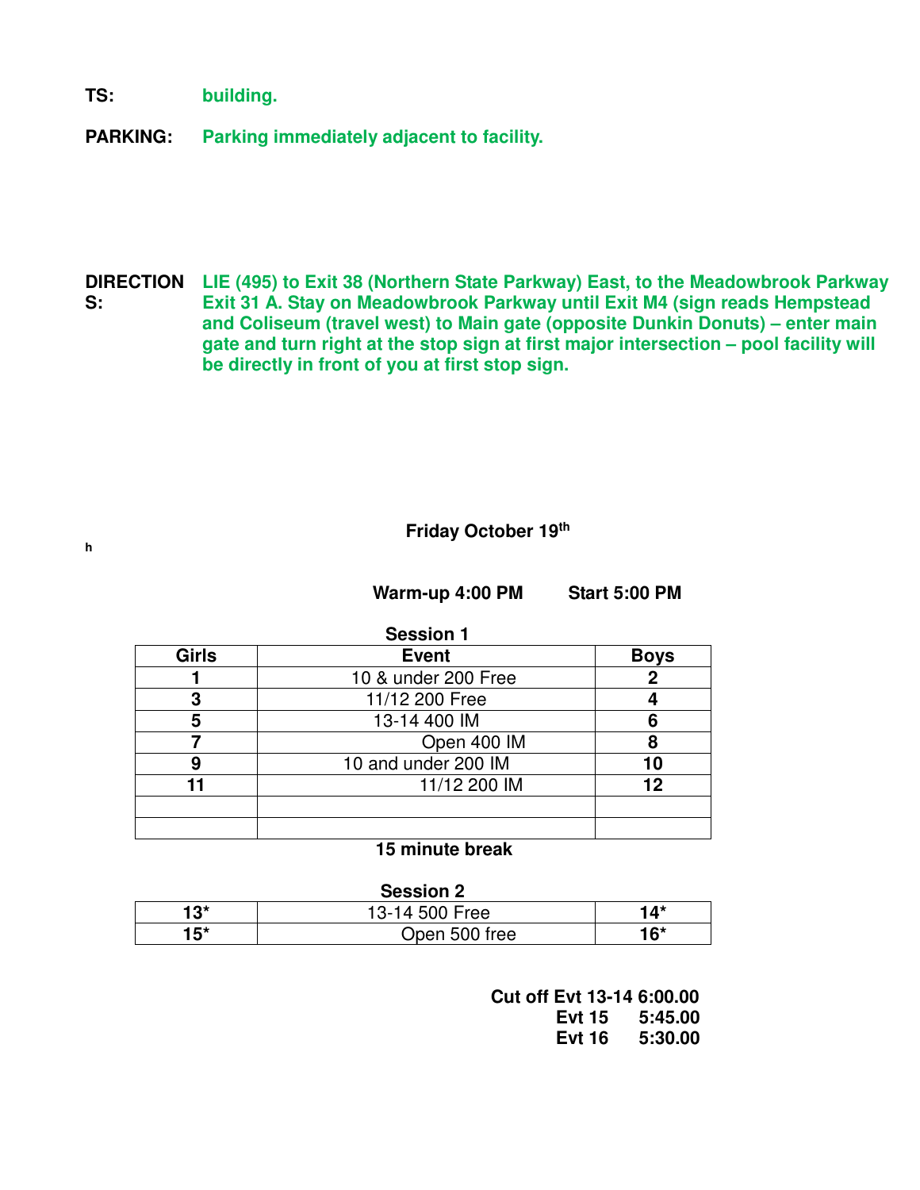**TS:** **building.**

**PARKING:** **Parking immediately adjacent to facility.**

**DIRECTIONS:** **LIE (495) to Exit 38 (Northern State Parkway) East, to the Meadowbrook Parkway Exit 31 A. Stay on Meadowbrook Parkway until Exit M4 (sign reads Hempstead and Coliseum (travel west) to Main gate (opposite Dunkin Donuts) – enter main gate and turn right at the stop sign at first major intersection – pool facility will be directly in front of you at first stop sign.**

**Friday October 19th**

h

**Warm-up 4:00 PM Start 5:00 PM**

**Session 1**

| Girls | Event | Boys |
|---|---|---|
| **1** | 10 & under 200 Free | **2** |
| **3** | 11/12 200 Free | **4** |
| **5** | 13-14 400 IM | **6** |
| **7** | Open 400 IM | **8** |
| **9** | 10 and under 200 IM | **10** |
| **11** | 11/12 200 IM | **12** |
| | | |
| | | |

**15 minute break**

**Session 2**

| Girls | Event | Boys |
|---|---|---|
| **13*** | 13-14 500 Free | **14*** |
| **15*** | Open 500 free | **16*** |

**Cut off Evt 13-14 6:00.00**
**Evt 15 5:45.00**
**Evt 16 5:30.00**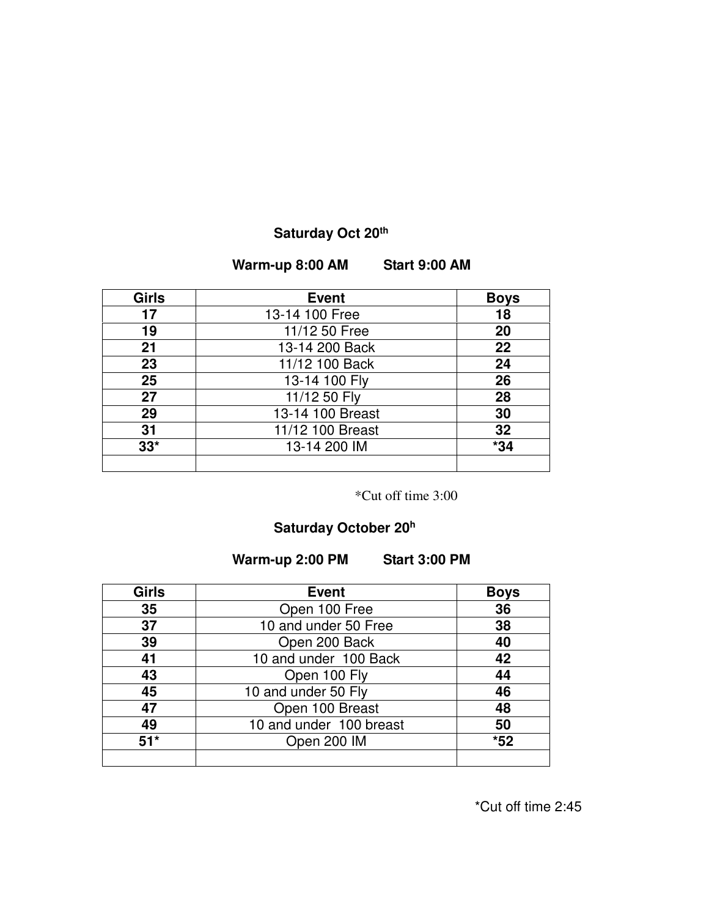**Saturday Oct 20th**

**Warm-up 8:00 AM Start 9:00 AM**

| Girls | Event | Boys |
|---|---|---|
| **17** | 13-14 100 Free | **18** |
| **19** | 11/12 50 Free | **20** |
| **21** | 13-14 200 Back | **22** |
| **23** | 11/12 100 Back | **24** |
| **25** | 13-14 100 Fly | **26** |
| **27** | 11/12 50 Fly | **28** |
| **29** | 13-14 100 Breast | **30** |
| **31** | 11/12 100 Breast | **32** |
| **33*** | 13-14 200 IM | ***34** |
| | | |

*Cut off time 3:00

**Saturday October 20h**

**Warm-up 2:00 PM Start 3:00 PM**

| Girls | Event | Boys |
|---|---|---|
| **35** | Open 100 Free | **36** |
| **37** | 10 and under 50 Free | **38** |
| **39** | Open 200 Back | **40** |
| **41** | 10 and under 100 Back | **42** |
| **43** | Open 100 Fly | **44** |
| **45** | 10 and under 50 Fly | **46** |
| **47** | Open 100 Breast | **48** |
| **49** | 10 and under 100 breast | **50** |
| **51*** | Open 200 IM | ***52** |
| | | |

*Cut off time 2:45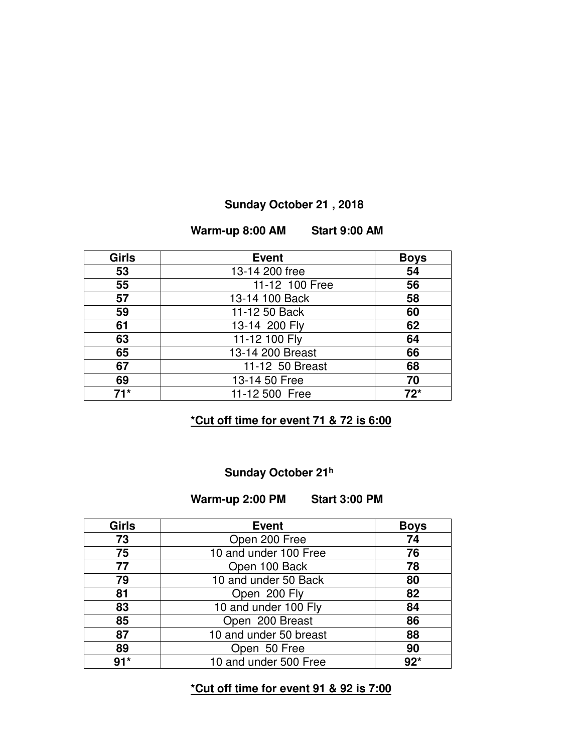**Sunday October 21 , 2018**

**Warm-up 8:00 AM Start 9:00 AM**

| Girls | Event | Boys |
| --- | --- | --- |
| 53 | 13-14 200 free | 54 |
| 55 | 11-12 100 Free | 56 |
| 57 | 13-14 100 Back | 58 |
| 59 | 11-12 50 Back | 60 |
| 61 | 13-14 200 Fly | 62 |
| 63 | 11-12 100 Fly | 64 |
| 65 | 13-14 200 Breast | 66 |
| 67 | 11-12 50 Breast | 68 |
| 69 | 13-14 50 Free | 70 |
| 71* | 11-12 500 Free | 72* |

**\*Cut off time for event 71 & 72 is 6:00**

**Sunday October 21h**

**Warm-up 2:00 PM Start 3:00 PM**

| Girls | Event | Boys |
| --- | --- | --- |
| 73 | Open 200 Free | 74 |
| 75 | 10 and under 100 Free | 76 |
| 77 | Open 100 Back | 78 |
| 79 | 10 and under 50 Back | 80 |
| 81 | Open 200 Fly | 82 |
| 83 | 10 and under 100 Fly | 84 |
| 85 | Open 200 Breast | 86 |
| 87 | 10 and under 50 breast | 88 |
| 89 | Open 50 Free | 90 |
| 91* | 10 and under 500 Free | 92* |

**\*Cut off time for event 91 & 92 is 7:00**